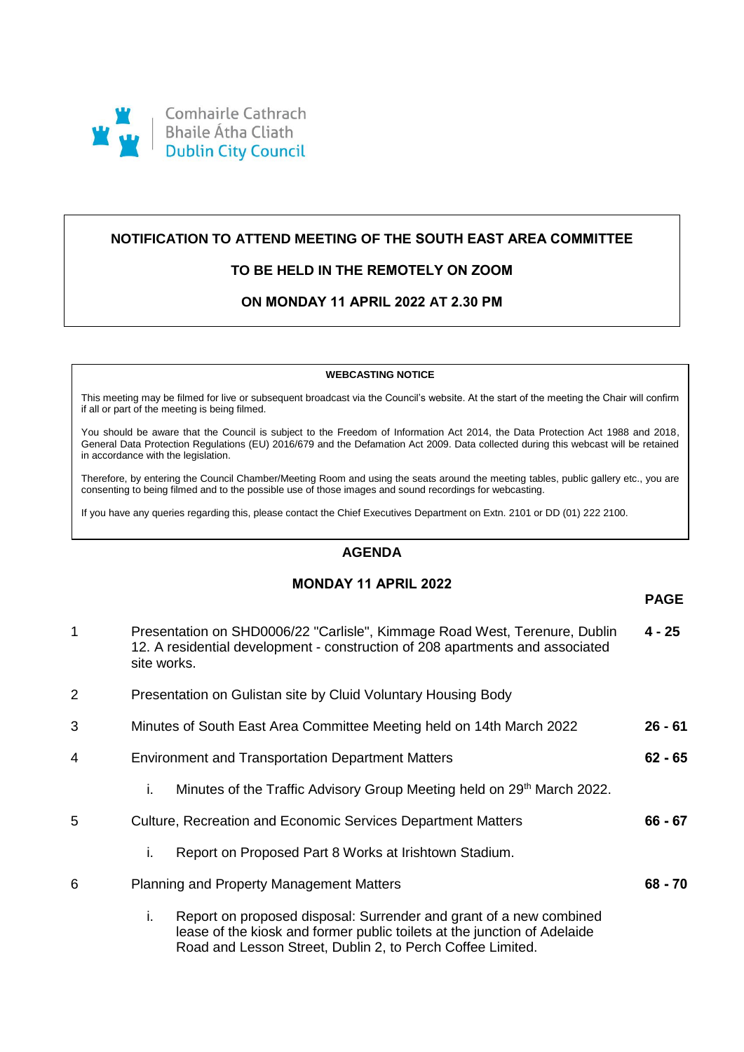Comhairle Cathrach
Bhaile Átha Cliath
Dublin City Council

**NOTIFICATION TO ATTEND MEETING OF THE SOUTH EAST AREA COMMITTEE**

**TO BE HELD IN THE REMOTELY ON ZOOM**

**ON MONDAY 11 APRIL 2022 AT 2.30 PM**

**WEBCASTING NOTICE**

This meeting may be filmed for live or subsequent broadcast via the Council's website. At the start of the meeting the Chair will confirm if all or part of the meeting is being filmed.

You should be aware that the Council is subject to the Freedom of Information Act 2014, the Data Protection Act 1988 and 2018, General Data Protection Regulations (EU) 2016/679 and the Defamation Act 2009. Data collected during this webcast will be retained in accordance with the legislation.

Therefore, by entering the Council Chamber/Meeting Room and using the seats around the meeting tables, public gallery etc., you are consenting to being filmed and to the possible use of those images and sound recordings for webcasting.

If you have any queries regarding this, please contact the Chief Executives Department on Extn. 2101 or DD (01) 222 2100.

## AGENDA

## MONDAY 11 APRIL 2022

| | | **PAGE** |
|---|---|---|
| 1 | Presentation on SHD0006/22 "Carlisle", Kimmage Road West, Terenure, Dublin 12. A residential development - construction of 208 apartments and associated site works. | **4 - 25** |
| 2 | Presentation on Gulistan site by Cluid Voluntary Housing Body | |
| 3 | Minutes of South East Area Committee Meeting held on 14th March 2022 | **26 - 61** |
| 4 | Environment and Transportation Department Matters | **62 - 65** |
| | i. Minutes of the Traffic Advisory Group Meeting held on 29th March 2022. | |
| 5 | Culture, Recreation and Economic Services Department Matters | **66 - 67** |
| | i. Report on Proposed Part 8 Works at Irishtown Stadium. | |
| 6 | Planning and Property Management Matters | **68 - 70** |
| | i. Report on proposed disposal: Surrender and grant of a new combined lease of the kiosk and former public toilets at the junction of Adelaide Road and Lesson Street, Dublin 2, to Perch Coffee Limited. | |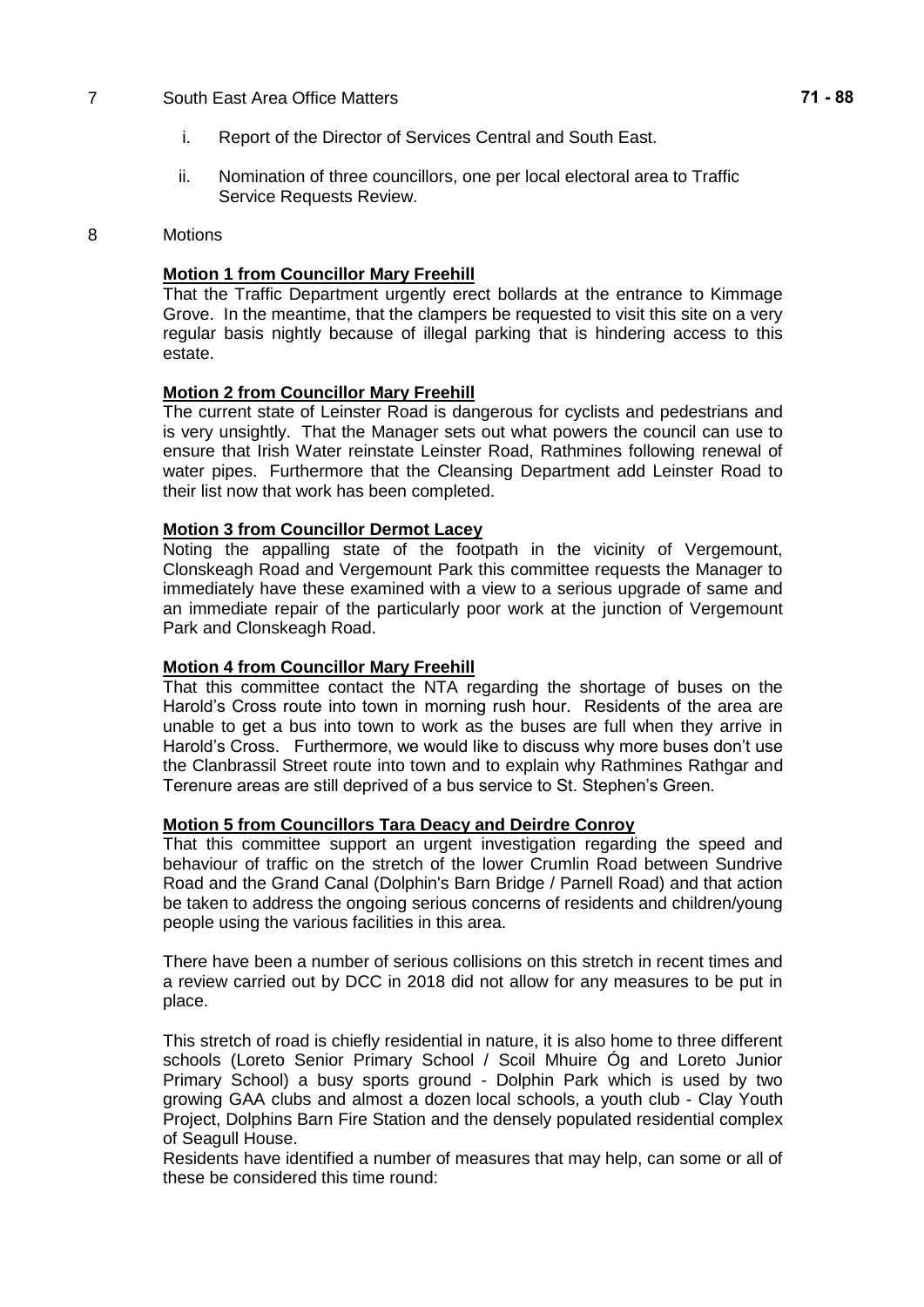7 South East Area Office Matters **71 - 88**

i. Report of the Director of Services Central and South East.

ii. Nomination of three councillors, one per local electoral area to Traffic Service Requests Review.

8 Motions

**Motion 1 from Councillor Mary Freehill**

That the Traffic Department urgently erect bollards at the entrance to Kimmage Grove. In the meantime, that the clampers be requested to visit this site on a very regular basis nightly because of illegal parking that is hindering access to this estate.

**Motion 2 from Councillor Mary Freehill**

The current state of Leinster Road is dangerous for cyclists and pedestrians and is very unsightly. That the Manager sets out what powers the council can use to ensure that Irish Water reinstate Leinster Road, Rathmines following renewal of water pipes. Furthermore that the Cleansing Department add Leinster Road to their list now that work has been completed.

**Motion 3 from Councillor Dermot Lacey**

Noting the appalling state of the footpath in the vicinity of Vergemount, Clonskeagh Road and Vergemount Park this committee requests the Manager to immediately have these examined with a view to a serious upgrade of same and an immediate repair of the particularly poor work at the junction of Vergemount Park and Clonskeagh Road.

**Motion 4 from Councillor Mary Freehill**

That this committee contact the NTA regarding the shortage of buses on the Harold's Cross route into town in morning rush hour. Residents of the area are unable to get a bus into town to work as the buses are full when they arrive in Harold's Cross. Furthermore, we would like to discuss why more buses don't use the Clanbrassil Street route into town and to explain why Rathmines Rathgar and Terenure areas are still deprived of a bus service to St. Stephen's Green.

**Motion 5 from Councillors Tara Deacy and Deirdre Conroy**

That this committee support an urgent investigation regarding the speed and behaviour of traffic on the stretch of the lower Crumlin Road between Sundrive Road and the Grand Canal (Dolphin's Barn Bridge / Parnell Road) and that action be taken to address the ongoing serious concerns of residents and children/young people using the various facilities in this area.

There have been a number of serious collisions on this stretch in recent times and a review carried out by DCC in 2018 did not allow for any measures to be put in place.

This stretch of road is chiefly residential in nature, it is also home to three different schools (Loreto Senior Primary School / Scoil Mhuire Óg and Loreto Junior Primary School) a busy sports ground - Dolphin Park which is used by two growing GAA clubs and almost a dozen local schools, a youth club - Clay Youth Project, Dolphins Barn Fire Station and the densely populated residential complex of Seagull House.

Residents have identified a number of measures that may help, can some or all of these be considered this time round: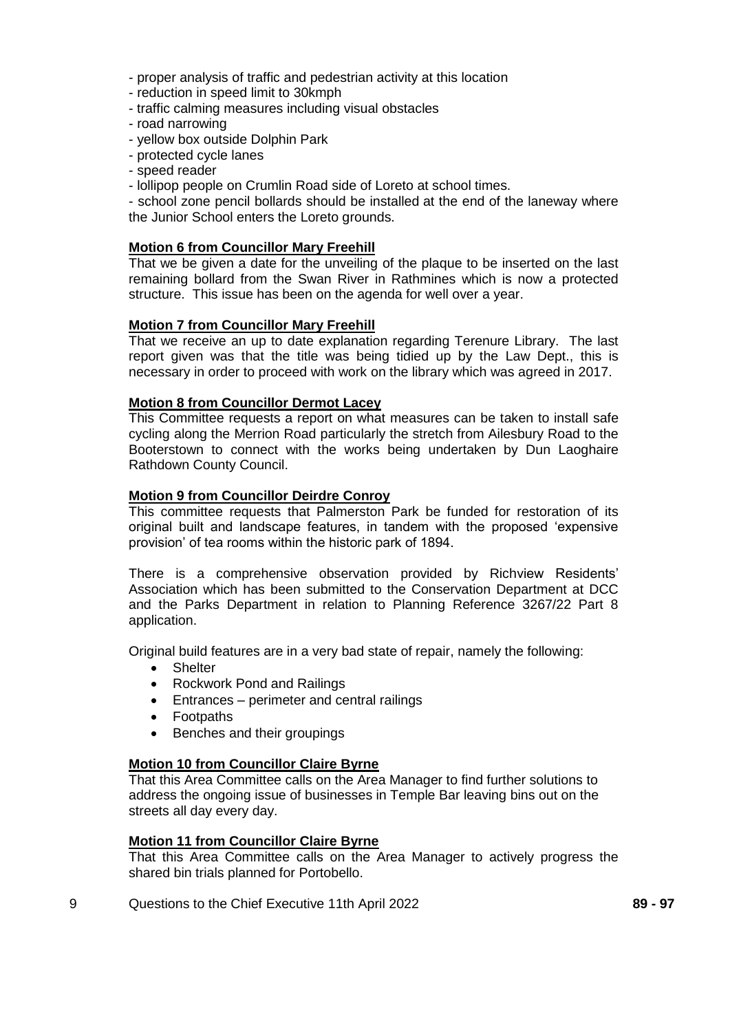- proper analysis of traffic and pedestrian activity at this location
- reduction in speed limit to 30kmph
- traffic calming measures including visual obstacles
- road narrowing
- yellow box outside Dolphin Park
- protected cycle lanes
- speed reader
- lollipop people on Crumlin Road side of Loreto at school times.
- school zone pencil bollards should be installed at the end of the laneway where the Junior School enters the Loreto grounds.

**Motion 6 from Councillor Mary Freehill**

That we be given a date for the unveiling of the plaque to be inserted on the last remaining bollard from the Swan River in Rathmines which is now a protected structure. This issue has been on the agenda for well over a year.

**Motion 7 from Councillor Mary Freehill**

That we receive an up to date explanation regarding Terenure Library. The last report given was that the title was being tidied up by the Law Dept., this is necessary in order to proceed with work on the library which was agreed in 2017.

**Motion 8 from Councillor Dermot Lacey**

This Committee requests a report on what measures can be taken to install safe cycling along the Merrion Road particularly the stretch from Ailesbury Road to the Booterstown to connect with the works being undertaken by Dun Laoghaire Rathdown County Council.

**Motion 9 from Councillor Deirdre Conroy**

This committee requests that Palmerston Park be funded for restoration of its original built and landscape features, in tandem with the proposed 'expensive provision' of tea rooms within the historic park of 1894.

There is a comprehensive observation provided by Richview Residents' Association which has been submitted to the Conservation Department at DCC and the Parks Department in relation to Planning Reference 3267/22 Part 8 application.

Original build features are in a very bad state of repair, namely the following:

- Shelter
- Rockwork Pond and Railings
- Entrances – perimeter and central railings
- Footpaths
- Benches and their groupings

**Motion 10 from Councillor Claire Byrne**

That this Area Committee calls on the Area Manager to find further solutions to address the ongoing issue of businesses in Temple Bar leaving bins out on the streets all day every day.

**Motion 11 from Councillor Claire Byrne**

That this Area Committee calls on the Area Manager to actively progress the shared bin trials planned for Portobello.

9 Questions to the Chief Executive 11th April 2022 **89 - 97**